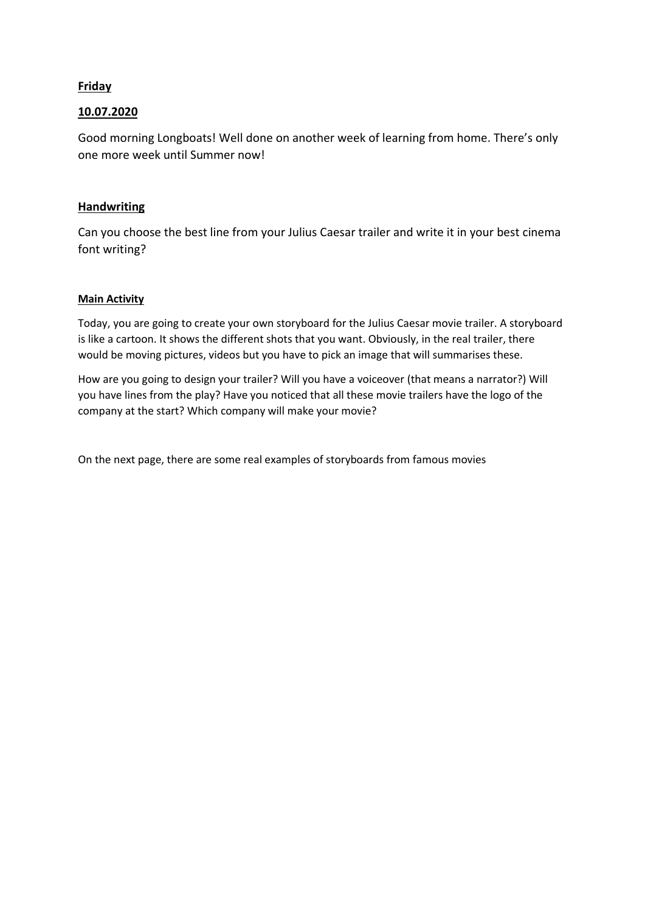**Friday**

**10.07.2020**

Good morning Longboats! Well done on another week of learning from home. There's only one more week until Summer now!

**Handwriting**

Can you choose the best line from your Julius Caesar trailer and write it in your best cinema font writing?

**Main Activity**

Today, you are going to create your own storyboard for the Julius Caesar movie trailer. A storyboard is like a cartoon. It shows the different shots that you want. Obviously, in the real trailer, there would be moving pictures, videos but you have to pick an image that will summarises these.

How are you going to design your trailer? Will you have a voiceover (that means a narrator?) Will you have lines from the play? Have you noticed that all these movie trailers have the logo of the company at the start? Which company will make your movie?

On the next page, there are some real examples of storyboards from famous movies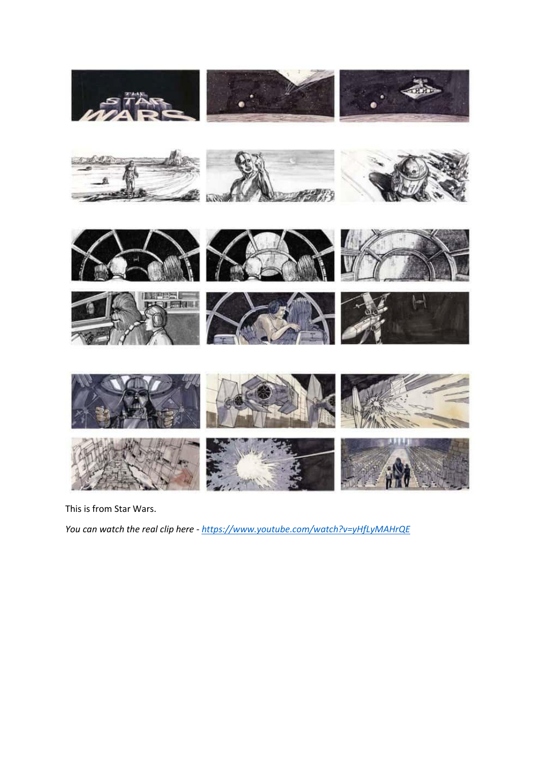This is from Star Wars.

*You can watch the real clip here - [https://www.youtube.com/watch?v=yHfLyMAHrQE](https://www.youtube.com/watch?v=yHfLyMAHrQE)*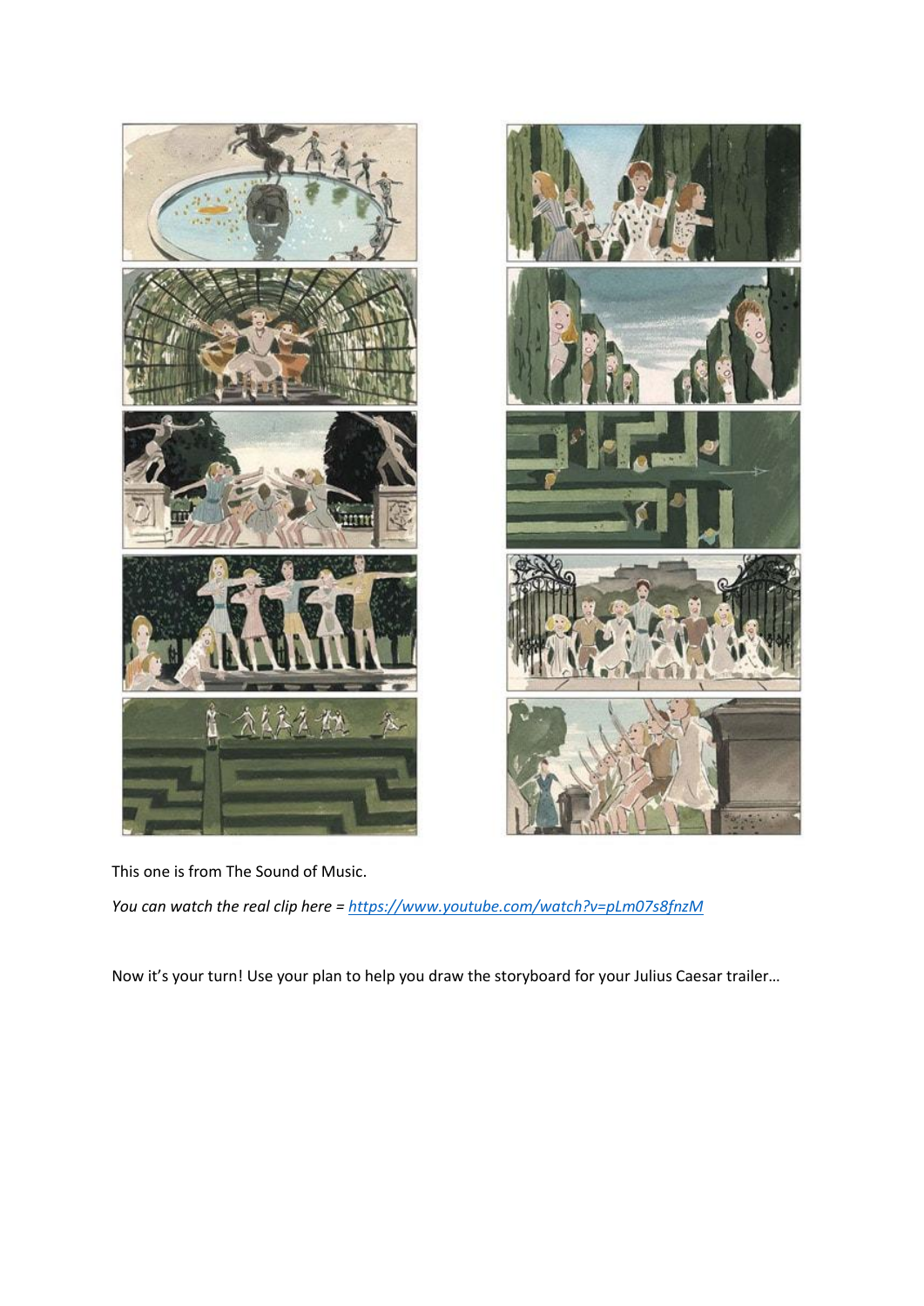This one is from The Sound of Music.

*You can watch the real clip here = [https://www.youtube.com/watch?v=pLm07s8fnzM](https://www.youtube.com/watch?v=pLm07s8fnzM)*

Now it's your turn! Use your plan to help you draw the storyboard for your Julius Caesar trailer…